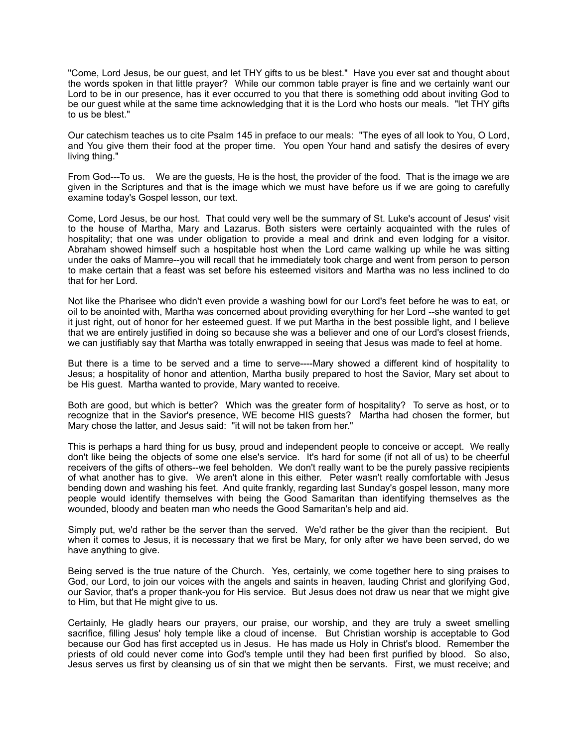"Come, Lord Jesus, be our guest, and let THY gifts to us be blest." Have you ever sat and thought about the words spoken in that little prayer? While our common table prayer is fine and we certainly want our Lord to be in our presence, has it ever occurred to you that there is something odd about inviting God to be our guest while at the same time acknowledging that it is the Lord who hosts our meals. "let THY gifts to us be blest."

Our catechism teaches us to cite Psalm 145 in preface to our meals: "The eyes of all look to You, O Lord, and You give them their food at the proper time. You open Your hand and satisfy the desires of every living thing."

From God---To us. We are the guests, He is the host, the provider of the food. That is the image we are given in the Scriptures and that is the image which we must have before us if we are going to carefully examine today's Gospel lesson, our text.

Come, Lord Jesus, be our host. That could very well be the summary of St. Luke's account of Jesus' visit to the house of Martha, Mary and Lazarus. Both sisters were certainly acquainted with the rules of hospitality; that one was under obligation to provide a meal and drink and even lodging for a visitor. Abraham showed himself such a hospitable host when the Lord came walking up while he was sitting under the oaks of Mamre--you will recall that he immediately took charge and went from person to person to make certain that a feast was set before his esteemed visitors and Martha was no less inclined to do that for her Lord.

Not like the Pharisee who didn't even provide a washing bowl for our Lord's feet before he was to eat, or oil to be anointed with, Martha was concerned about providing everything for her Lord --she wanted to get it just right, out of honor for her esteemed guest. If we put Martha in the best possible light, and I believe that we are entirely justified in doing so because she was a believer and one of our Lord's closest friends, we can justifiably say that Martha was totally enwrapped in seeing that Jesus was made to feel at home.

But there is a time to be served and a time to serve----Mary showed a different kind of hospitality to Jesus; a hospitality of honor and attention, Martha busily prepared to host the Savior, Mary set about to be His guest. Martha wanted to provide, Mary wanted to receive.

Both are good, but which is better? Which was the greater form of hospitality? To serve as host, or to recognize that in the Savior's presence, WE become HIS guests? Martha had chosen the former, but Mary chose the latter, and Jesus said: "it will not be taken from her."

This is perhaps a hard thing for us busy, proud and independent people to conceive or accept. We really don't like being the objects of some one else's service. It's hard for some (if not all of us) to be cheerful receivers of the gifts of others--we feel beholden. We don't really want to be the purely passive recipients of what another has to give. We aren't alone in this either. Peter wasn't really comfortable with Jesus bending down and washing his feet. And quite frankly, regarding last Sunday's gospel lesson, many more people would identify themselves with being the Good Samaritan than identifying themselves as the wounded, bloody and beaten man who needs the Good Samaritan's help and aid.

Simply put, we'd rather be the server than the served. We'd rather be the giver than the recipient. But when it comes to Jesus, it is necessary that we first be Mary, for only after we have been served, do we have anything to give.

Being served is the true nature of the Church. Yes, certainly, we come together here to sing praises to God, our Lord, to join our voices with the angels and saints in heaven, lauding Christ and glorifying God, our Savior, that's a proper thank-you for His service. But Jesus does not draw us near that we might give to Him, but that He might give to us.

Certainly, He gladly hears our prayers, our praise, our worship, and they are truly a sweet smelling sacrifice, filling Jesus' holy temple like a cloud of incense. But Christian worship is acceptable to God because our God has first accepted us in Jesus. He has made us Holy in Christ's blood. Remember the priests of old could never come into God's temple until they had been first purified by blood. So also, Jesus serves us first by cleansing us of sin that we might then be servants. First, we must receive; and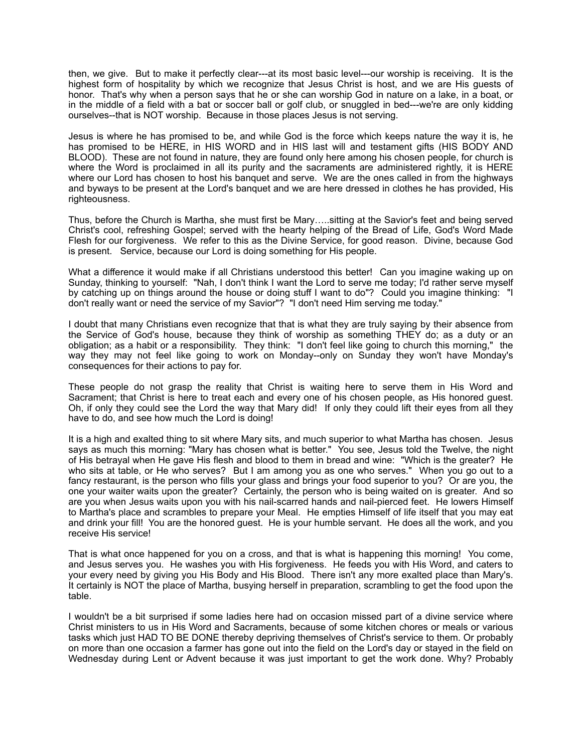then, we give. But to make it perfectly clear---at its most basic level---our worship is receiving. It is the highest form of hospitality by which we recognize that Jesus Christ is host, and we are His guests of honor. That's why when a person says that he or she can worship God in nature on a lake, in a boat, or in the middle of a field with a bat or soccer ball or golf club, or snuggled in bed---we're are only kidding ourselves--that is NOT worship. Because in those places Jesus is not serving.

Jesus is where he has promised to be, and while God is the force which keeps nature the way it is, he has promised to be HERE, in HIS WORD and in HIS last will and testament gifts (HIS BODY AND BLOOD). These are not found in nature, they are found only here among his chosen people, for church is where the Word is proclaimed in all its purity and the sacraments are administered rightly, it is HERE where our Lord has chosen to host his banquet and serve. We are the ones called in from the highways and byways to be present at the Lord's banquet and we are here dressed in clothes he has provided, His righteousness.

Thus, before the Church is Martha, she must first be Mary…..sitting at the Savior's feet and being served Christ's cool, refreshing Gospel; served with the hearty helping of the Bread of Life, God's Word Made Flesh for our forgiveness. We refer to this as the Divine Service, for good reason. Divine, because God is present. Service, because our Lord is doing something for His people.

What a difference it would make if all Christians understood this better! Can you imagine waking up on Sunday, thinking to yourself: "Nah, I don't think I want the Lord to serve me today; I'd rather serve myself by catching up on things around the house or doing stuff I want to do"? Could you imagine thinking: "I don't really want or need the service of my Savior"? "I don't need Him serving me today."

I doubt that many Christians even recognize that that is what they are truly saying by their absence from the Service of God's house, because they think of worship as something THEY do; as a duty or an obligation; as a habit or a responsibility. They think: "I don't feel like going to church this morning," the way they may not feel like going to work on Monday--only on Sunday they won't have Monday's consequences for their actions to pay for.

These people do not grasp the reality that Christ is waiting here to serve them in His Word and Sacrament; that Christ is here to treat each and every one of his chosen people, as His honored guest. Oh, if only they could see the Lord the way that Mary did! If only they could lift their eyes from all they have to do, and see how much the Lord is doing!

It is a high and exalted thing to sit where Mary sits, and much superior to what Martha has chosen. Jesus says as much this morning: "Mary has chosen what is better." You see, Jesus told the Twelve, the night of His betrayal when He gave His flesh and blood to them in bread and wine: "Which is the greater? He who sits at table, or He who serves? But I am among you as one who serves." When you go out to a fancy restaurant, is the person who fills your glass and brings your food superior to you? Or are you, the one your waiter waits upon the greater? Certainly, the person who is being waited on is greater. And so are you when Jesus waits upon you with his nail-scarred hands and nail-pierced feet. He lowers Himself to Martha's place and scrambles to prepare your Meal. He empties Himself of life itself that you may eat and drink your fill! You are the honored guest. He is your humble servant. He does all the work, and you receive His service!

That is what once happened for you on a cross, and that is what is happening this morning! You come, and Jesus serves you. He washes you with His forgiveness. He feeds you with His Word, and caters to your every need by giving you His Body and His Blood. There isn't any more exalted place than Mary's. It certainly is NOT the place of Martha, busying herself in preparation, scrambling to get the food upon the table.

I wouldn't be a bit surprised if some ladies here had on occasion missed part of a divine service where Christ ministers to us in His Word and Sacraments, because of some kitchen chores or meals or various tasks which just HAD TO BE DONE thereby depriving themselves of Christ's service to them. Or probably on more than one occasion a farmer has gone out into the field on the Lord's day or stayed in the field on Wednesday during Lent or Advent because it was just important to get the work done. Why? Probably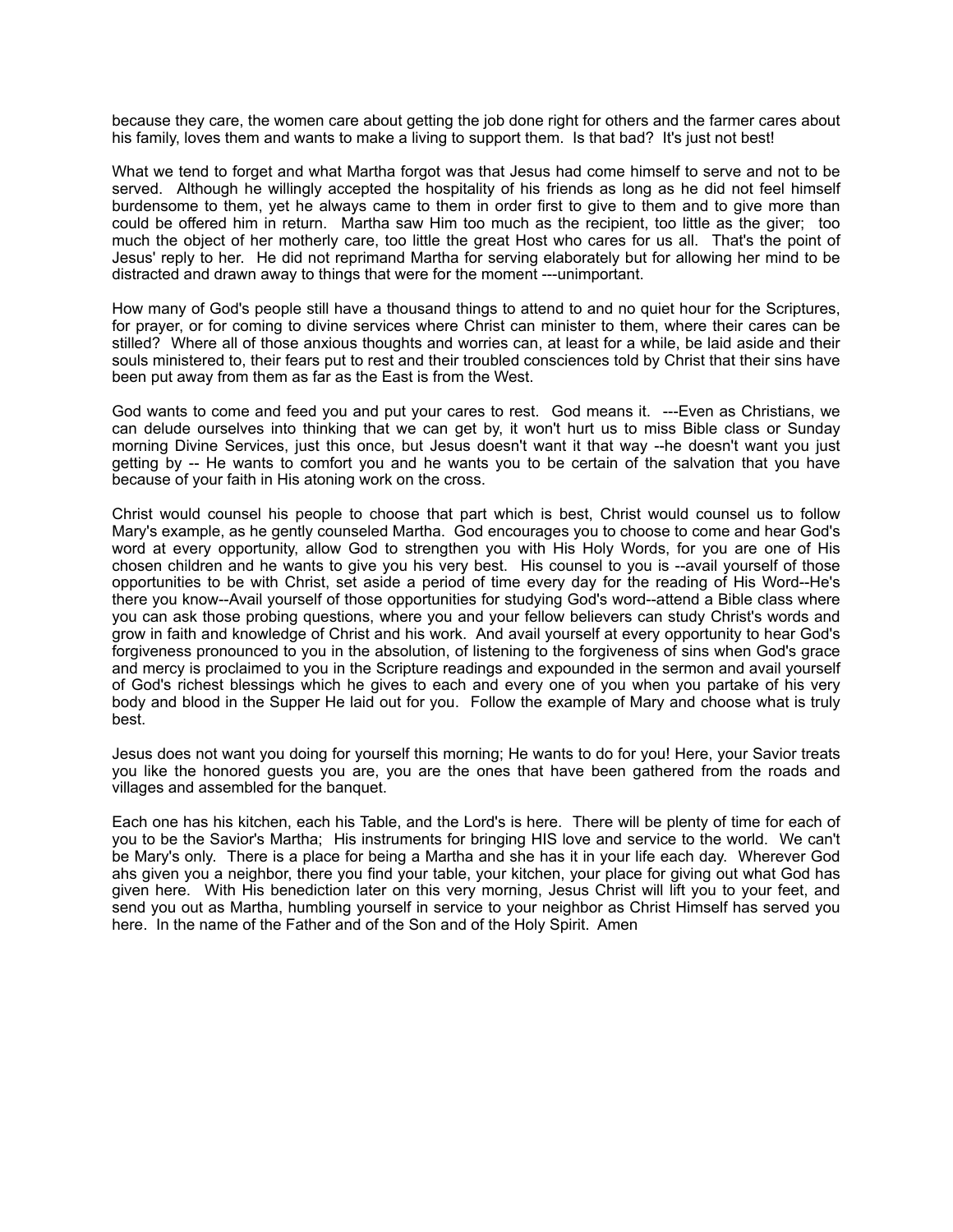because they care, the women care about getting the job done right for others and the farmer cares about his family, loves them and wants to make a living to support them. Is that bad? It's just not best!

What we tend to forget and what Martha forgot was that Jesus had come himself to serve and not to be served. Although he willingly accepted the hospitality of his friends as long as he did not feel himself burdensome to them, yet he always came to them in order first to give to them and to give more than could be offered him in return. Martha saw Him too much as the recipient, too little as the giver; too much the object of her motherly care, too little the great Host who cares for us all. That's the point of Jesus' reply to her. He did not reprimand Martha for serving elaborately but for allowing her mind to be distracted and drawn away to things that were for the moment ---unimportant.

How many of God's people still have a thousand things to attend to and no quiet hour for the Scriptures, for prayer, or for coming to divine services where Christ can minister to them, where their cares can be stilled? Where all of those anxious thoughts and worries can, at least for a while, be laid aside and their souls ministered to, their fears put to rest and their troubled consciences told by Christ that their sins have been put away from them as far as the East is from the West.

God wants to come and feed you and put your cares to rest. God means it. ---Even as Christians, we can delude ourselves into thinking that we can get by, it won't hurt us to miss Bible class or Sunday morning Divine Services, just this once, but Jesus doesn't want it that way --he doesn't want you just getting by -- He wants to comfort you and he wants you to be certain of the salvation that you have because of your faith in His atoning work on the cross.

Christ would counsel his people to choose that part which is best, Christ would counsel us to follow Mary's example, as he gently counseled Martha. God encourages you to choose to come and hear God's word at every opportunity, allow God to strengthen you with His Holy Words, for you are one of His chosen children and he wants to give you his very best. His counsel to you is --avail yourself of those opportunities to be with Christ, set aside a period of time every day for the reading of His Word--He's there you know--Avail yourself of those opportunities for studying God's word--attend a Bible class where you can ask those probing questions, where you and your fellow believers can study Christ's words and grow in faith and knowledge of Christ and his work. And avail yourself at every opportunity to hear God's forgiveness pronounced to you in the absolution, of listening to the forgiveness of sins when God's grace and mercy is proclaimed to you in the Scripture readings and expounded in the sermon and avail yourself of God's richest blessings which he gives to each and every one of you when you partake of his very body and blood in the Supper He laid out for you. Follow the example of Mary and choose what is truly best.

Jesus does not want you doing for yourself this morning; He wants to do for you! Here, your Savior treats you like the honored guests you are, you are the ones that have been gathered from the roads and villages and assembled for the banquet.

Each one has his kitchen, each his Table, and the Lord's is here. There will be plenty of time for each of you to be the Savior's Martha; His instruments for bringing HIS love and service to the world. We can't be Mary's only. There is a place for being a Martha and she has it in your life each day. Wherever God ahs given you a neighbor, there you find your table, your kitchen, your place for giving out what God has given here. With His benediction later on this very morning, Jesus Christ will lift you to your feet, and send you out as Martha, humbling yourself in service to your neighbor as Christ Himself has served you here. In the name of the Father and of the Son and of the Holy Spirit. Amen